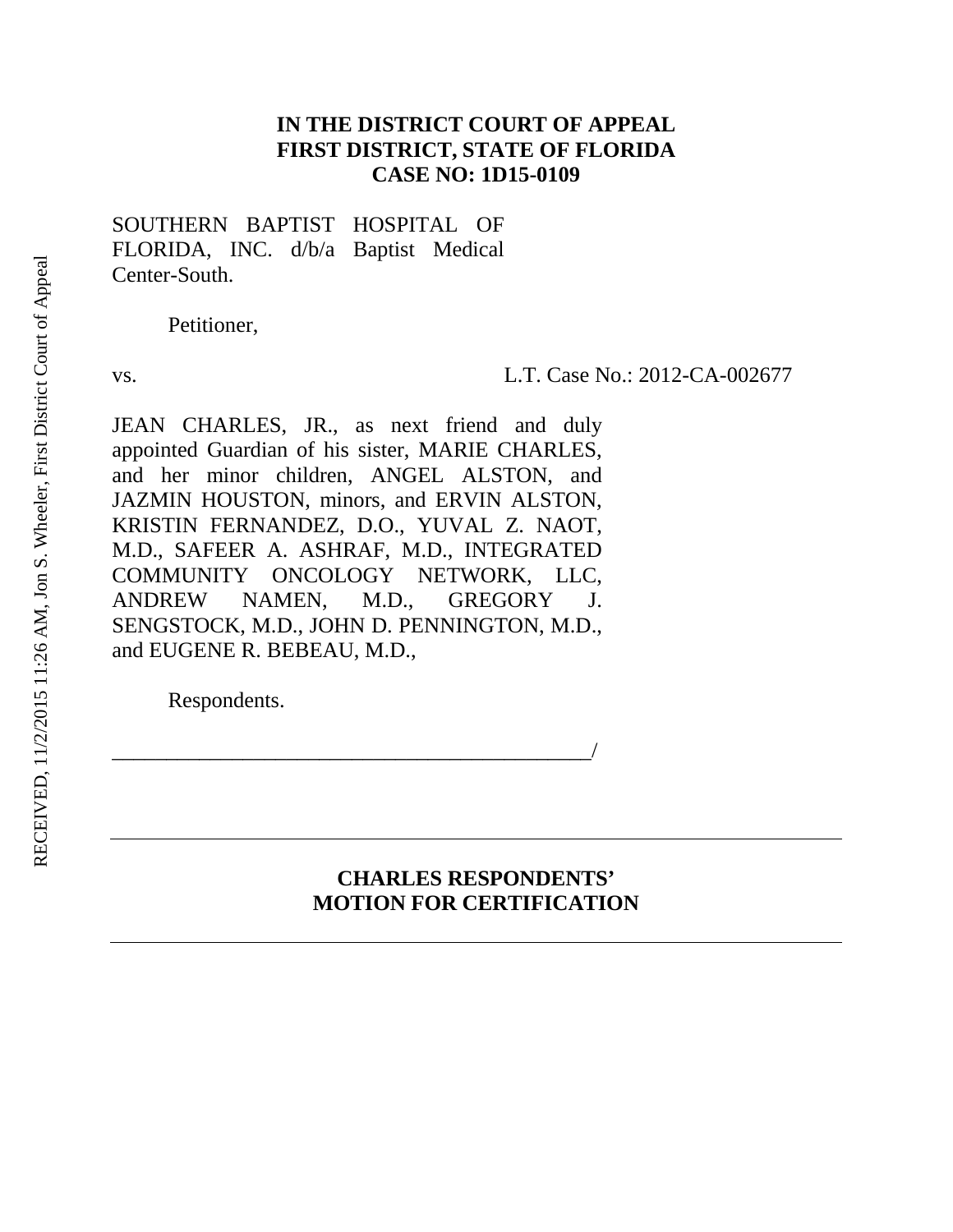**IN THE DISTRICT COURT OF APPEAL**
**FIRST DISTRICT, STATE OF FLORIDA**
**CASE NO: 1D15-0109**

SOUTHERN BAPTIST HOSPITAL OF FLORIDA, INC. d/b/a Baptist Medical Center-South.

Petitioner,

vs. L.T. Case No.: 2012-CA-002677

JEAN CHARLES, JR., as next friend and duly appointed Guardian of his sister, MARIE CHARLES, and her minor children, ANGEL ALSTON, and JAZMIN HOUSTON, minors, and ERVIN ALSTON, KRISTIN FERNANDEZ, D.O., YUVAL Z. NAOT, M.D., SAFEER A. ASHRAF, M.D., INTEGRATED COMMUNITY ONCOLOGY NETWORK, LLC, ANDREW NAMEN, M.D., GREGORY J. SENGSTOCK, M.D., JOHN D. PENNINGTON, M.D., and EUGENE R. BEBEAU, M.D.,

Respondents.

_______________________________________________/

---

**CHARLES RESPONDENTS' MOTION FOR CERTIFICATION**

---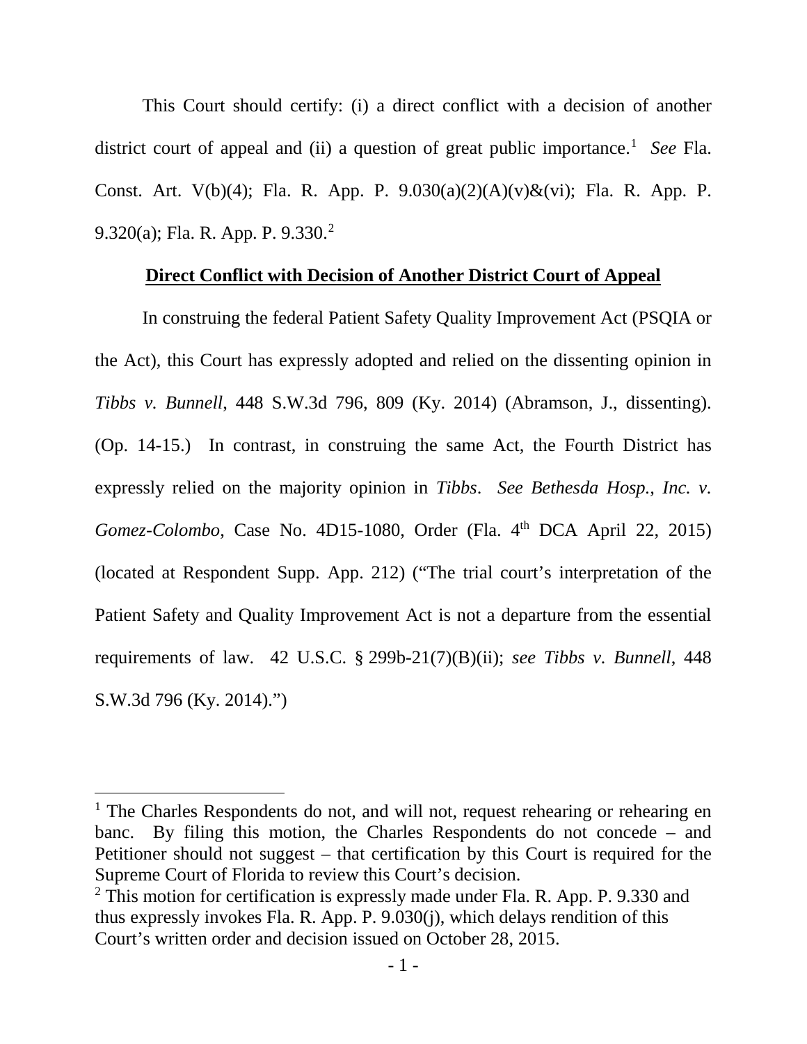This Court should certify: (i) a direct conflict with a decision of another district court of appeal and (ii) a question of great public importance.[1] *See* Fla. Const. Art. V(b)(4); Fla. R. App. P. 9.030(a)(2)(A)(v)&(vi); Fla. R. App. P. 9.320(a); Fla. R. App. P. 9.330.[2]

**Direct Conflict with Decision of Another District Court of Appeal**

In construing the federal Patient Safety Quality Improvement Act (PSQIA or the Act), this Court has expressly adopted and relied on the dissenting opinion in *Tibbs v. Bunnell*, 448 S.W.3d 796, 809 (Ky. 2014) (Abramson, J., dissenting). (Op. 14-15.) In contrast, in construing the same Act, the Fourth District has expressly relied on the majority opinion in *Tibbs*. *See Bethesda Hosp., Inc. v. Gomez-Colombo*, Case No. 4D15-1080, Order (Fla. 4th DCA April 22, 2015) (located at Respondent Supp. App. 212) ("The trial court's interpretation of the Patient Safety and Quality Improvement Act is not a departure from the essential requirements of law. 42 U.S.C. § 299b-21(7)(B)(ii); *see Tibbs v. Bunnell*, 448 S.W.3d 796 (Ky. 2014).")

---

[1] The Charles Respondents do not, and will not, request rehearing or rehearing en banc. By filing this motion, the Charles Respondents do not concede – and Petitioner should not suggest – that certification by this Court is required for the Supreme Court of Florida to review this Court's decision.

[2] This motion for certification is expressly made under Fla. R. App. P. 9.330 and thus expressly invokes Fla. R. App. P. 9.030(j), which delays rendition of this Court's written order and decision issued on October 28, 2015.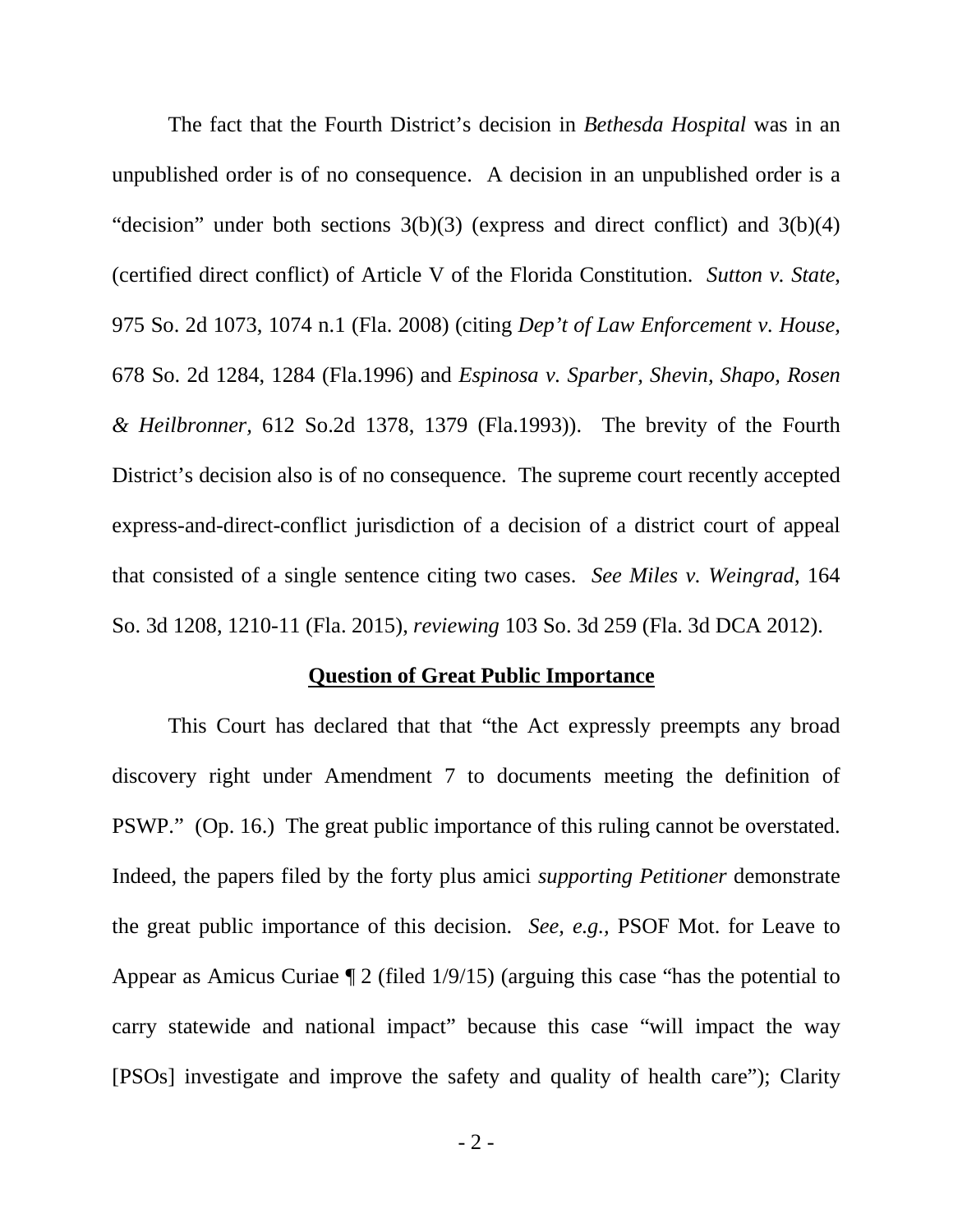The fact that the Fourth District's decision in *Bethesda Hospital* was in an unpublished order is of no consequence. A decision in an unpublished order is a "decision" under both sections 3(b)(3) (express and direct conflict) and 3(b)(4) (certified direct conflict) of Article V of the Florida Constitution. *Sutton v. State*, 975 So. 2d 1073, 1074 n.1 (Fla. 2008) (citing *Dep't of Law Enforcement v. House,* 678 So. 2d 1284, 1284 (Fla.1996) and *Espinosa v. Sparber, Shevin, Shapo, Rosen & Heilbronner,* 612 So.2d 1378, 1379 (Fla.1993)). The brevity of the Fourth District's decision also is of no consequence. The supreme court recently accepted express-and-direct-conflict jurisdiction of a decision of a district court of appeal that consisted of a single sentence citing two cases. *See Miles v. Weingrad*, 164 So. 3d 1208, 1210-11 (Fla. 2015), *reviewing* 103 So. 3d 259 (Fla. 3d DCA 2012).

## Question of Great Public Importance

This Court has declared that that "the Act expressly preempts any broad discovery right under Amendment 7 to documents meeting the definition of PSWP." (Op. 16.) The great public importance of this ruling cannot be overstated. Indeed, the papers filed by the forty plus amici *supporting Petitioner* demonstrate the great public importance of this decision. *See, e.g.*, PSOF Mot. for Leave to Appear as Amicus Curiae ¶ 2 (filed 1/9/15) (arguing this case "has the potential to carry statewide and national impact" because this case "will impact the way [PSOs] investigate and improve the safety and quality of health care"); Clarity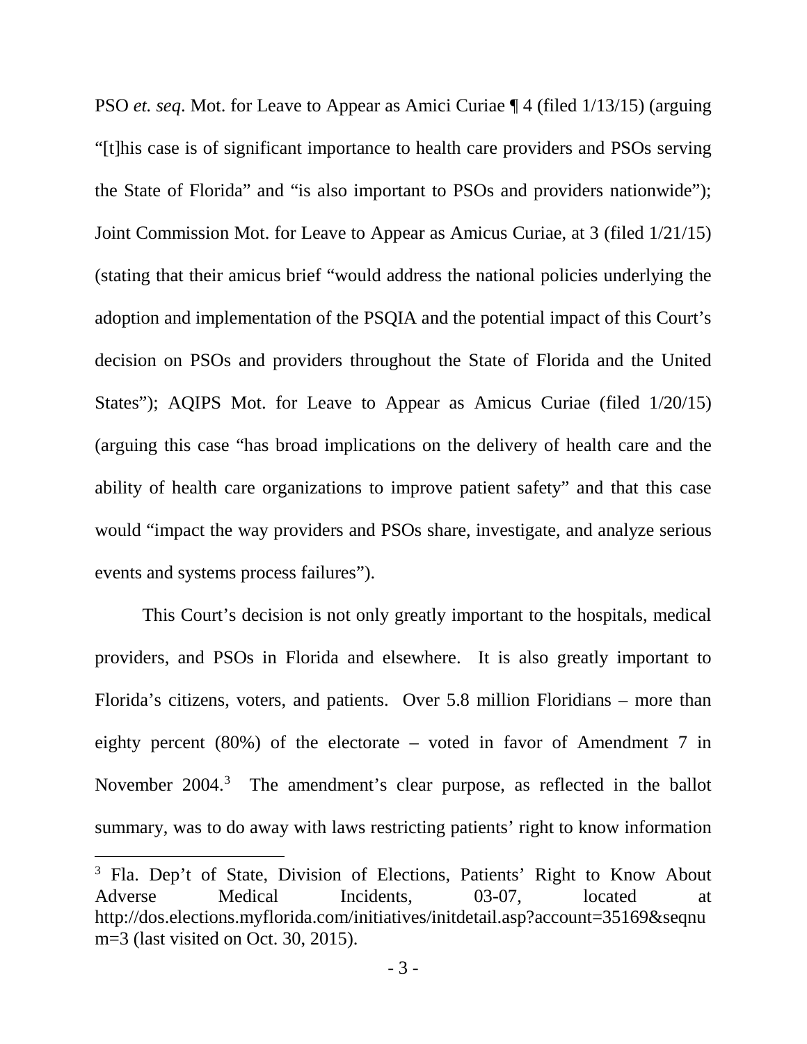PSO *et. seq*. Mot. for Leave to Appear as Amici Curiae ¶ 4 (filed 1/13/15) (arguing "[t]his case is of significant importance to health care providers and PSOs serving the State of Florida" and "is also important to PSOs and providers nationwide"); Joint Commission Mot. for Leave to Appear as Amicus Curiae, at 3 (filed 1/21/15) (stating that their amicus brief "would address the national policies underlying the adoption and implementation of the PSQIA and the potential impact of this Court's decision on PSOs and providers throughout the State of Florida and the United States"); AQIPS Mot. for Leave to Appear as Amicus Curiae (filed 1/20/15) (arguing this case "has broad implications on the delivery of health care and the ability of health care organizations to improve patient safety" and that this case would "impact the way providers and PSOs share, investigate, and analyze serious events and systems process failures").

This Court's decision is not only greatly important to the hospitals, medical providers, and PSOs in Florida and elsewhere. It is also greatly important to Florida's citizens, voters, and patients. Over 5.8 million Floridians – more than eighty percent (80%) of the electorate – voted in favor of Amendment 7 in November 2004.[3] The amendment's clear purpose, as reflected in the ballot summary, was to do away with laws restricting patients' right to know information

[3] Fla. Dep't of State, Division of Elections, Patients' Right to Know About Adverse Medical Incidents, 03-07, located at http://dos.elections.myflorida.com/initiatives/initdetail.asp?account=35169&seqnum=3 (last visited on Oct. 30, 2015).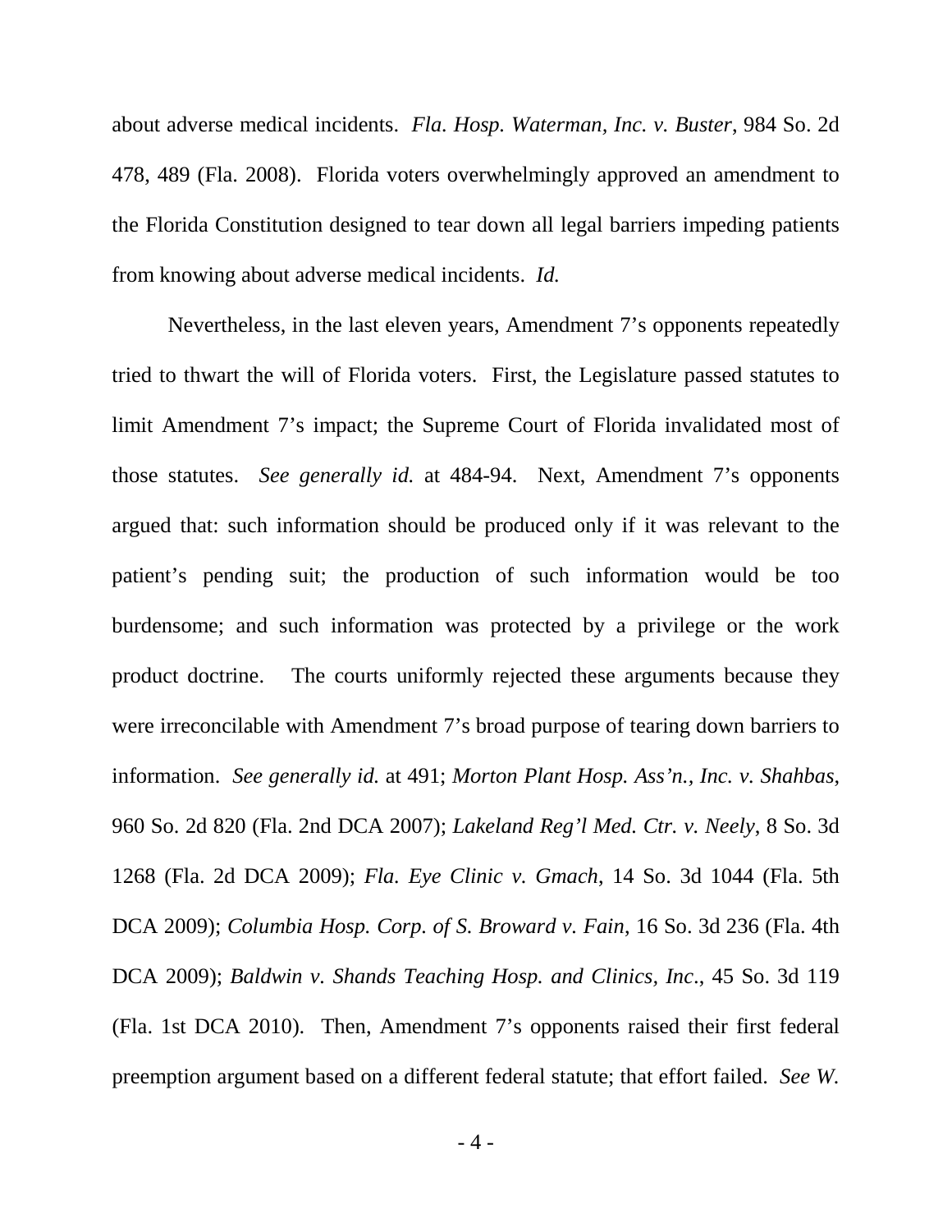about adverse medical incidents. *Fla. Hosp. Waterman, Inc. v. Buster*, 984 So. 2d 478, 489 (Fla. 2008). Florida voters overwhelmingly approved an amendment to the Florida Constitution designed to tear down all legal barriers impeding patients from knowing about adverse medical incidents. *Id.*

Nevertheless, in the last eleven years, Amendment 7's opponents repeatedly tried to thwart the will of Florida voters. First, the Legislature passed statutes to limit Amendment 7's impact; the Supreme Court of Florida invalidated most of those statutes. *See generally id.* at 484-94. Next, Amendment 7's opponents argued that: such information should be produced only if it was relevant to the patient's pending suit; the production of such information would be too burdensome; and such information was protected by a privilege or the work product doctrine. The courts uniformly rejected these arguments because they were irreconcilable with Amendment 7's broad purpose of tearing down barriers to information. *See generally id.* at 491; *Morton Plant Hosp. Ass'n., Inc. v. Shahbas*, 960 So. 2d 820 (Fla. 2nd DCA 2007); *Lakeland Reg'l Med. Ctr. v. Neely*, 8 So. 3d 1268 (Fla. 2d DCA 2009); *Fla. Eye Clinic v. Gmach*, 14 So. 3d 1044 (Fla. 5th DCA 2009); *Columbia Hosp. Corp. of S. Broward v. Fain*, 16 So. 3d 236 (Fla. 4th DCA 2009); *Baldwin v. Shands Teaching Hosp. and Clinics, Inc.*, 45 So. 3d 119 (Fla. 1st DCA 2010). Then, Amendment 7's opponents raised their first federal preemption argument based on a different federal statute; that effort failed. *See W.*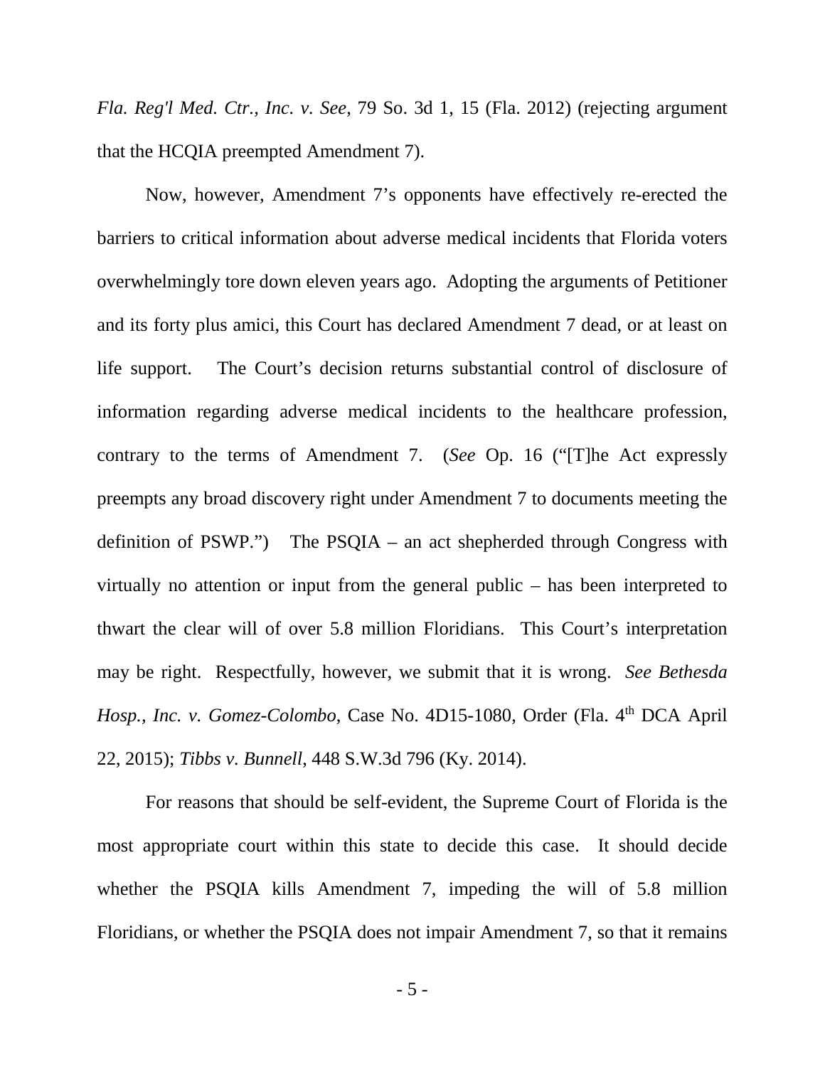*Fla. Reg'l Med. Ctr., Inc. v. See*, 79 So. 3d 1, 15 (Fla. 2012) (rejecting argument that the HCQIA preempted Amendment 7).

Now, however, Amendment 7's opponents have effectively re-erected the barriers to critical information about adverse medical incidents that Florida voters overwhelmingly tore down eleven years ago. Adopting the arguments of Petitioner and its forty plus amici, this Court has declared Amendment 7 dead, or at least on life support. The Court's decision returns substantial control of disclosure of information regarding adverse medical incidents to the healthcare profession, contrary to the terms of Amendment 7. (*See* Op. 16 ("[T]he Act expressly preempts any broad discovery right under Amendment 7 to documents meeting the definition of PSWP.") The PSQIA – an act shepherded through Congress with virtually no attention or input from the general public – has been interpreted to thwart the clear will of over 5.8 million Floridians. This Court's interpretation may be right. Respectfully, however, we submit that it is wrong. *See Bethesda Hosp., Inc. v. Gomez-Colombo*, Case No. 4D15-1080, Order (Fla. 4th DCA April 22, 2015); *Tibbs v. Bunnell*, 448 S.W.3d 796 (Ky. 2014).

For reasons that should be self-evident, the Supreme Court of Florida is the most appropriate court within this state to decide this case. It should decide whether the PSQIA kills Amendment 7, impeding the will of 5.8 million Floridians, or whether the PSQIA does not impair Amendment 7, so that it remains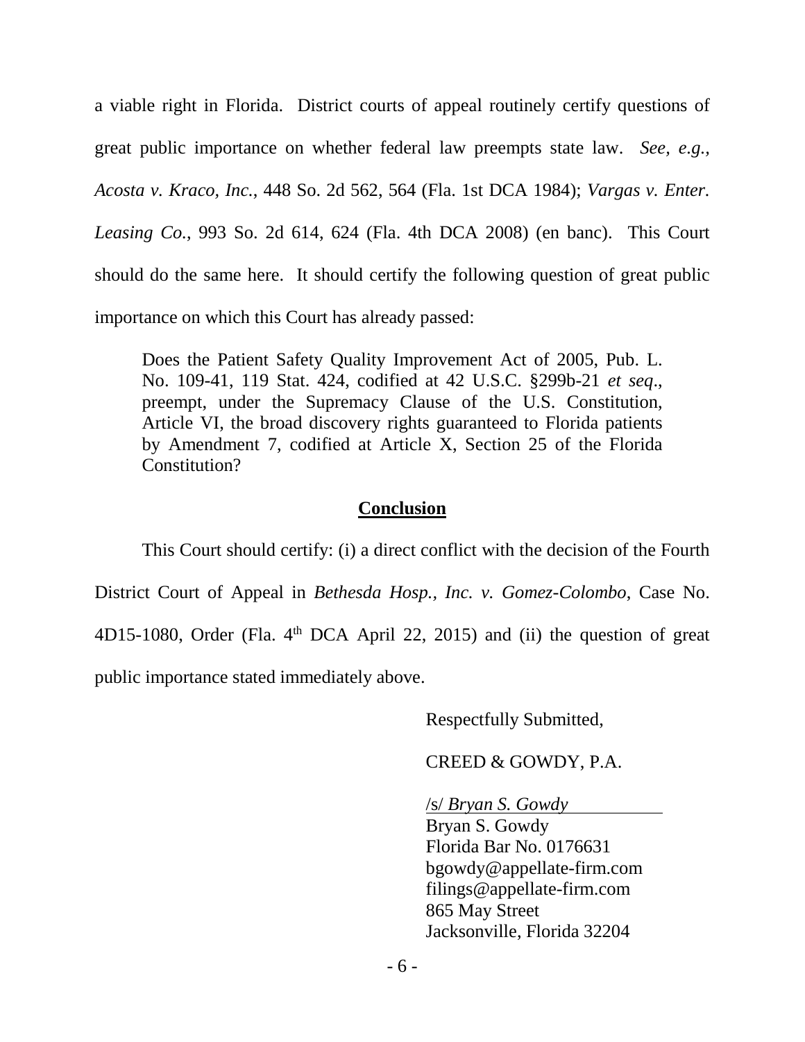a viable right in Florida. District courts of appeal routinely certify questions of great public importance on whether federal law preempts state law. *See, e.g.*, *Acosta v. Kraco, Inc.*, 448 So. 2d 562, 564 (Fla. 1st DCA 1984); *Vargas v. Enter. Leasing Co.*, 993 So. 2d 614, 624 (Fla. 4th DCA 2008) (en banc). This Court should do the same here. It should certify the following question of great public importance on which this Court has already passed:

> Does the Patient Safety Quality Improvement Act of 2005, Pub. L. No. 109-41, 119 Stat. 424, codified at 42 U.S.C. §299b-21 *et seq*., preempt, under the Supremacy Clause of the U.S. Constitution, Article VI, the broad discovery rights guaranteed to Florida patients by Amendment 7, codified at Article X, Section 25 of the Florida Constitution?

## Conclusion

This Court should certify: (i) a direct conflict with the decision of the Fourth District Court of Appeal in *Bethesda Hosp., Inc. v. Gomez-Colombo*, Case No. 4D15-1080, Order (Fla. 4th DCA April 22, 2015) and (ii) the question of great public importance stated immediately above.

Respectfully Submitted,

CREED & GOWDY, P.A.

/s/ *Bryan S. Gowdy*
Bryan S. Gowdy
Florida Bar No. 0176631
bgowdy@appellate-firm.com
filings@appellate-firm.com
865 May Street
Jacksonville, Florida 32204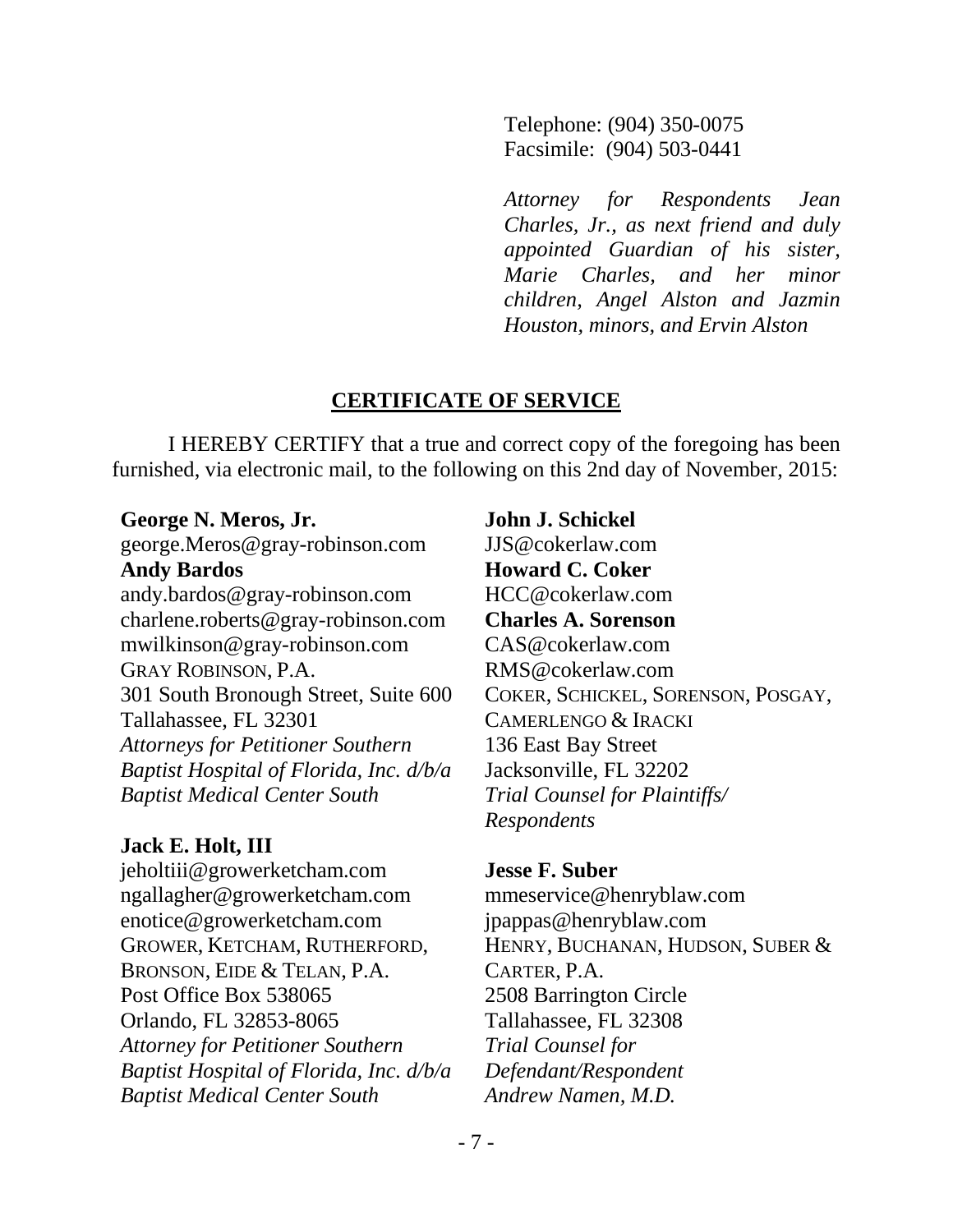Telephone: (904) 350-0075
Facsimile: (904) 503-0441

*Attorney for Respondents Jean Charles, Jr., as next friend and duly appointed Guardian of his sister, Marie Charles, and her minor children, Angel Alston and Jazmin Houston, minors, and Ervin Alston*

## CERTIFICATE OF SERVICE

I HEREBY CERTIFY that a true and correct copy of the foregoing has been furnished, via electronic mail, to the following on this 2nd day of November, 2015:

**George N. Meros, Jr.**
george.Meros@gray-robinson.com
**Andy Bardos**
andy.bardos@gray-robinson.com
charlene.roberts@gray-robinson.com
mwilkinson@gray-robinson.com
GRAY ROBINSON, P.A.
301 South Bronough Street, Suite 600
Tallahassee, FL 32301
*Attorneys for Petitioner Southern Baptist Hospital of Florida, Inc. d/b/a Baptist Medical Center South*

**Jack E. Holt, III**
jeholtiii@growerketcham.com
ngallagher@growerketcham.com
enotice@growerketcham.com
GROWER, KETCHAM, RUTHERFORD, BRONSON, EIDE & TELAN, P.A.
Post Office Box 538065
Orlando, FL 32853-8065
*Attorney for Petitioner Southern Baptist Hospital of Florida, Inc. d/b/a Baptist Medical Center South*

**John J. Schickel**
JJS@cokerlaw.com
**Howard C. Coker**
HCC@cokerlaw.com
**Charles A. Sorenson**
CAS@cokerlaw.com
RMS@cokerlaw.com
COKER, SCHICKEL, SORENSON, POSGAY, CAMERLENGO & IRACKI
136 East Bay Street
Jacksonville, FL 32202
*Trial Counsel for Plaintiffs/ Respondents*

**Jesse F. Suber**
mmeservice@henryblaw.com
jpappas@henryblaw.com
HENRY, BUCHANAN, HUDSON, SUBER & CARTER, P.A.
2508 Barrington Circle
Tallahassee, FL 32308
*Trial Counsel for Defendant/Respondent Andrew Namen, M.D.*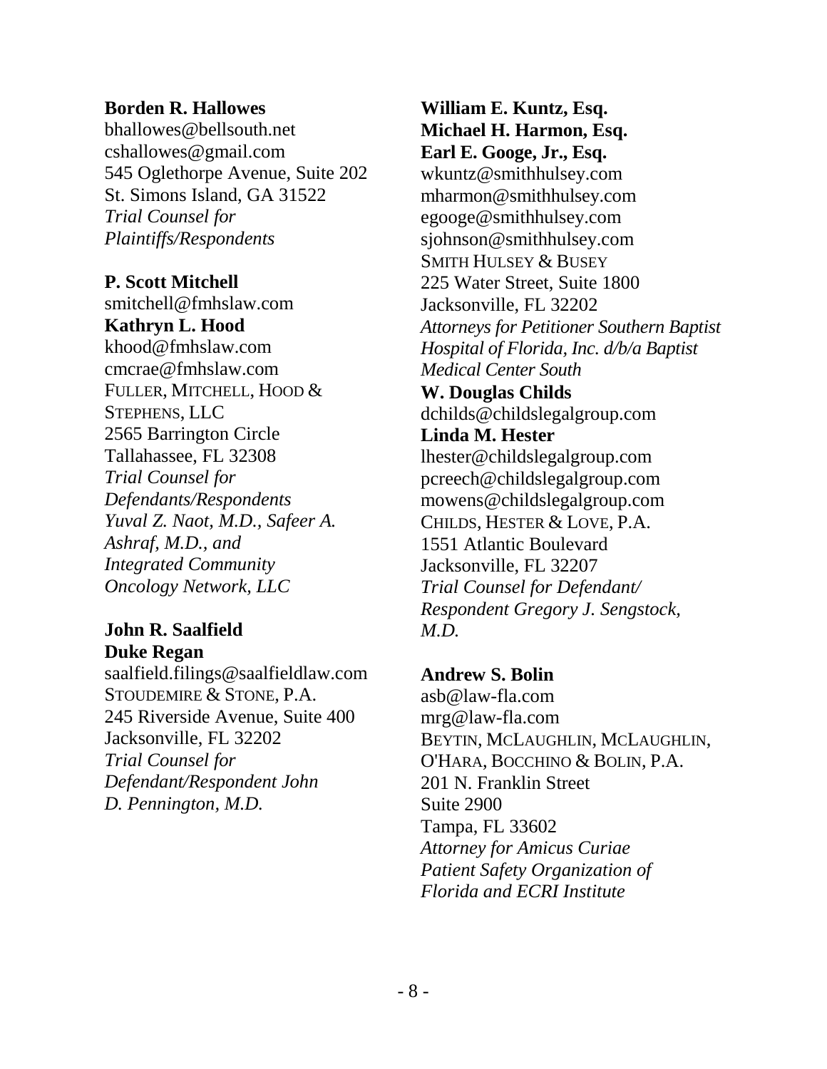**Borden R. Hallowes**
bhallowes@bellsouth.net
cshallowes@gmail.com
545 Oglethorpe Avenue, Suite 202
St. Simons Island, GA 31522
*Trial Counsel for Plaintiffs/Respondents*

**P. Scott Mitchell**
smitchell@fmhslaw.com
**Kathryn L. Hood**
khood@fmhslaw.com
cmcrae@fmhslaw.com
FULLER, MITCHELL, HOOD & STEPHENS, LLC
2565 Barrington Circle
Tallahassee, FL 32308
*Trial Counsel for Defendants/Respondents Yuval Z. Naot, M.D., Safeer A. Ashraf, M.D., and Integrated Community Oncology Network, LLC*

**John R. Saalfield**
**Duke Regan**
saalfield.filings@saalfieldlaw.com
STOUDEMIRE & STONE, P.A.
245 Riverside Avenue, Suite 400
Jacksonville, FL 32202
*Trial Counsel for Defendant/Respondent John D. Pennington, M.D.*

**William E. Kuntz, Esq.**
**Michael H. Harmon, Esq.**
**Earl E. Googe, Jr., Esq.**
wkuntz@smithhulsey.com
mharmon@smithhulsey.com
egooge@smithhulsey.com
sjohnson@smithhulsey.com
SMITH HULSEY & BUSEY
225 Water Street, Suite 1800
Jacksonville, FL 32202
*Attorneys for Petitioner Southern Baptist Hospital of Florida, Inc. d/b/a Baptist Medical Center South*

**W. Douglas Childs**
dchilds@childslegalgroup.com
**Linda M. Hester**
lhester@childslegalgroup.com
pcreech@childslegalgroup.com
mowens@childslegalgroup.com
CHILDS, HESTER & LOVE, P.A.
1551 Atlantic Boulevard
Jacksonville, FL 32207
*Trial Counsel for Defendant/ Respondent Gregory J. Sengstock, M.D.*

**Andrew S. Bolin**
asb@law-fla.com
mrg@law-fla.com
BEYTIN, MCLAUGHLIN, MCLAUGHLIN, O'HARA, BOCCHINO & BOLIN, P.A.
201 N. Franklin Street
Suite 2900
Tampa, FL 33602
*Attorney for Amicus Curiae Patient Safety Organization of Florida and ECRI Institute*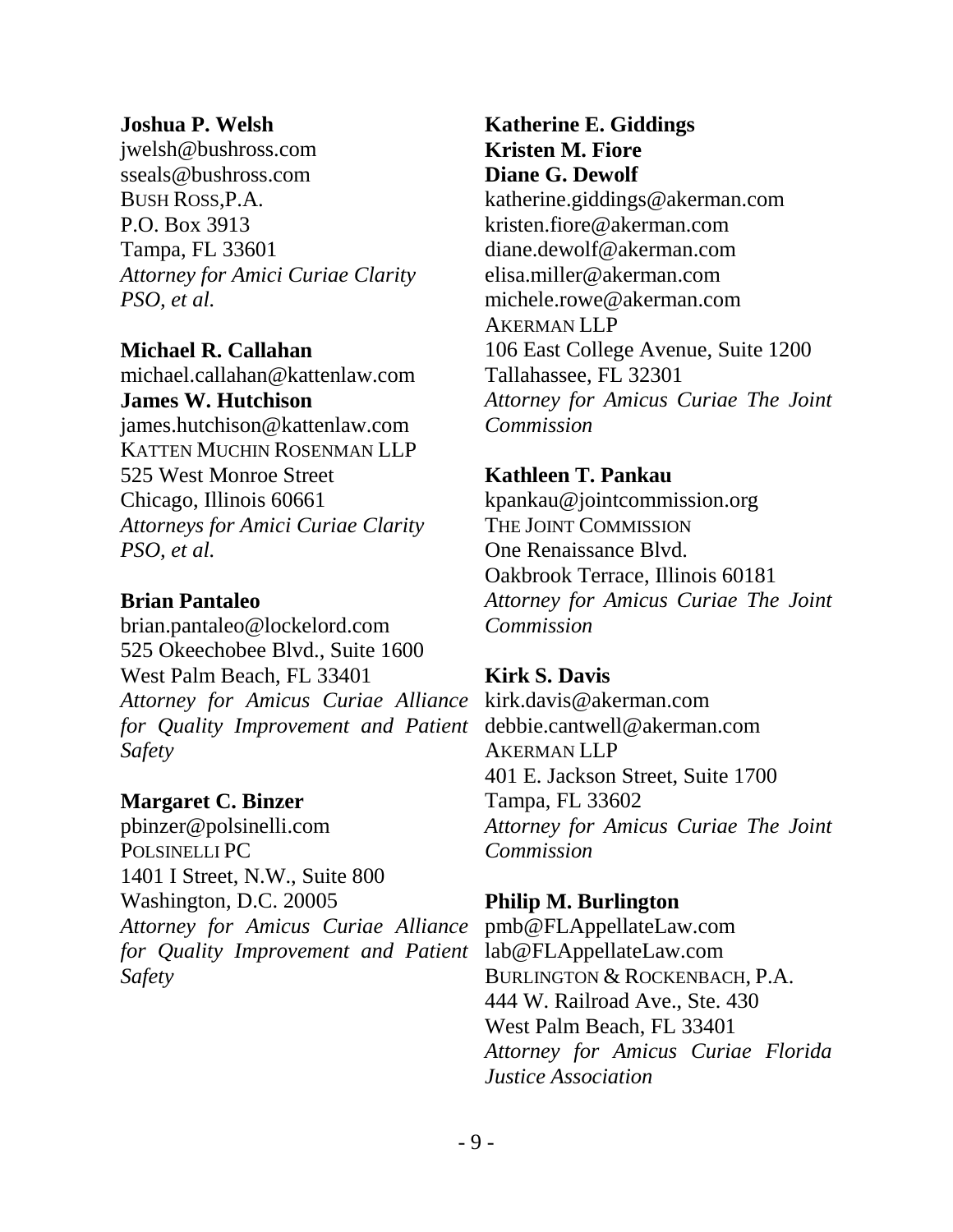**Joshua P. Welsh**
jwelsh@bushross.com
sseals@bushross.com
BUSH ROSS,P.A.
P.O. Box 3913
Tampa, FL 33601
*Attorney for Amici Curiae Clarity PSO, et al.*

**Michael R. Callahan**
michael.callahan@kattenlaw.com
**James W. Hutchison**
james.hutchison@kattenlaw.com
KATTEN MUCHIN ROSENMAN LLP
525 West Monroe Street
Chicago, Illinois 60661
*Attorneys for Amici Curiae Clarity PSO, et al.*

**Brian Pantaleo**
brian.pantaleo@lockelord.com
525 Okeechobee Blvd., Suite 1600
West Palm Beach, FL 33401
*Attorney for Amicus Curiae Alliance for Quality Improvement and Patient Safety*

**Margaret C. Binzer**
pbinzer@polsinelli.com
POLSINELLI PC
1401 I Street, N.W., Suite 800
Washington, D.C. 20005
*Attorney for Amicus Curiae Alliance for Quality Improvement and Patient Safety*

**Katherine E. Giddings**
**Kristen M. Fiore**
**Diane G. Dewolf**
katherine.giddings@akerman.com
kristen.fiore@akerman.com
diane.dewolf@akerman.com
elisa.miller@akerman.com
michele.rowe@akerman.com
AKERMAN LLP
106 East College Avenue, Suite 1200
Tallahassee, FL 32301
*Attorney for Amicus Curiae The Joint Commission*

**Kathleen T. Pankau**
kpankau@jointcommission.org
THE JOINT COMMISSION
One Renaissance Blvd.
Oakbrook Terrace, Illinois 60181
*Attorney for Amicus Curiae The Joint Commission*

**Kirk S. Davis**
kirk.davis@akerman.com
debbie.cantwell@akerman.com
AKERMAN LLP
401 E. Jackson Street, Suite 1700
Tampa, FL 33602
*Attorney for Amicus Curiae The Joint Commission*

**Philip M. Burlington**
pmb@FLAppellateLaw.com
lab@FLAppellateLaw.com
BURLINGTON & ROCKENBACH, P.A.
444 W. Railroad Ave., Ste. 430
West Palm Beach, FL 33401
*Attorney for Amicus Curiae Florida Justice Association*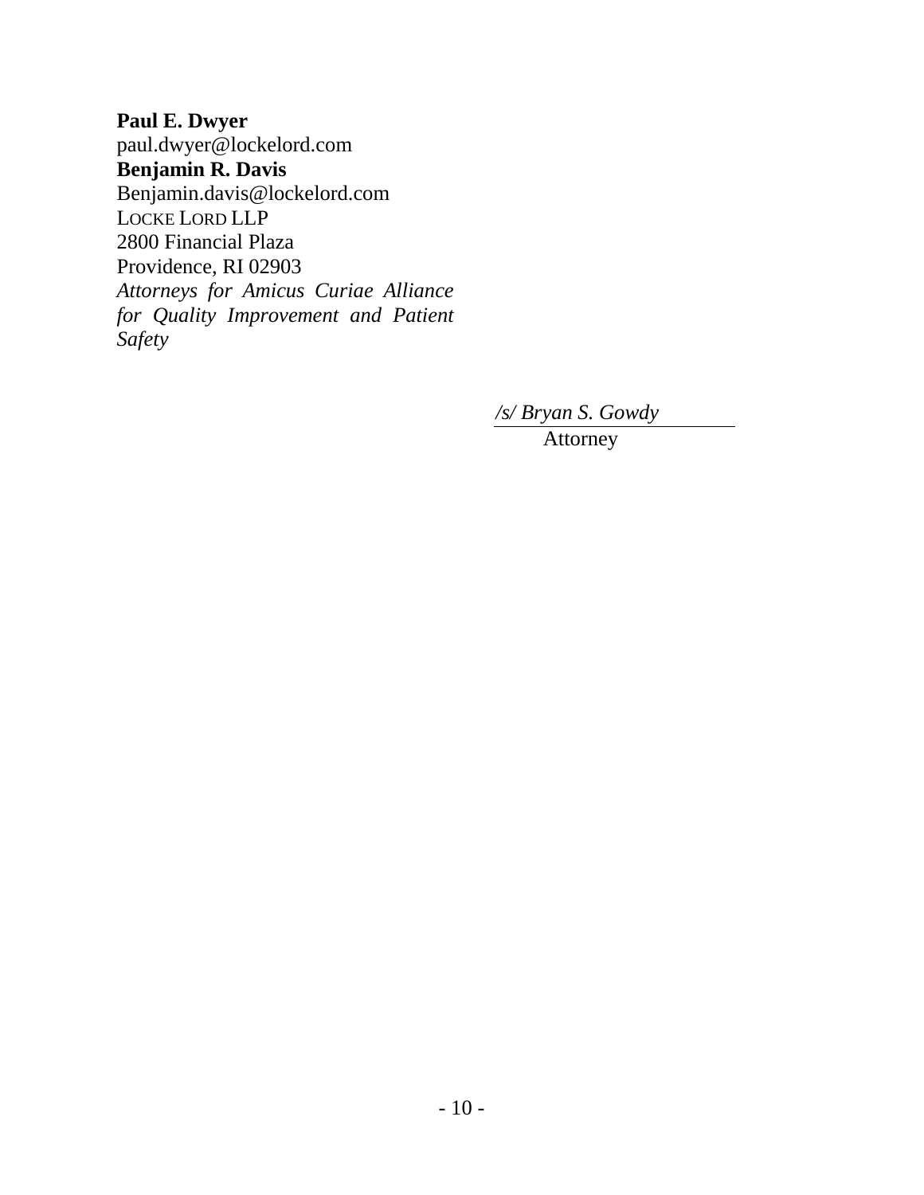**Paul E. Dwyer**
paul.dwyer@lockelord.com
**Benjamin R. Davis**
Benjamin.davis@lockelord.com
LOCKE LORD LLP
2800 Financial Plaza
Providence, RI 02903
*Attorneys for Amicus Curiae Alliance for Quality Improvement and Patient Safety*

*/s/ Bryan S. Gowdy*
Attorney